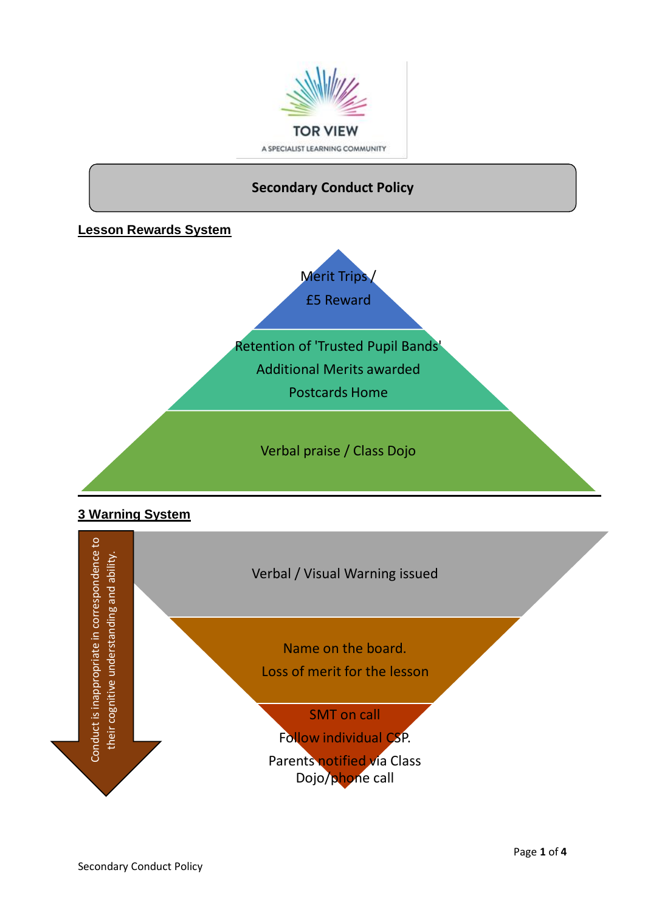TOR VIEW

A SPECIALIST LEARNING COMMUNITY

# Secondary Conduct Policy

## Lesson Rewards System

- Merit Trips / £5 Reward
- Retention of 'Trusted Pupil Bands'
  Additional Merits awarded
  Postcards Home
- Verbal praise / Class Dojo

## 3 Warning System

Conduct is inappropriate in correspondence to their cognitive understanding and ability.

- Verbal / Visual Warning issued
- Name on the board.
  Loss of merit for the lesson
- SMT on call
  Follow individual CSP.
  Parents notified via Class Dojo/phone call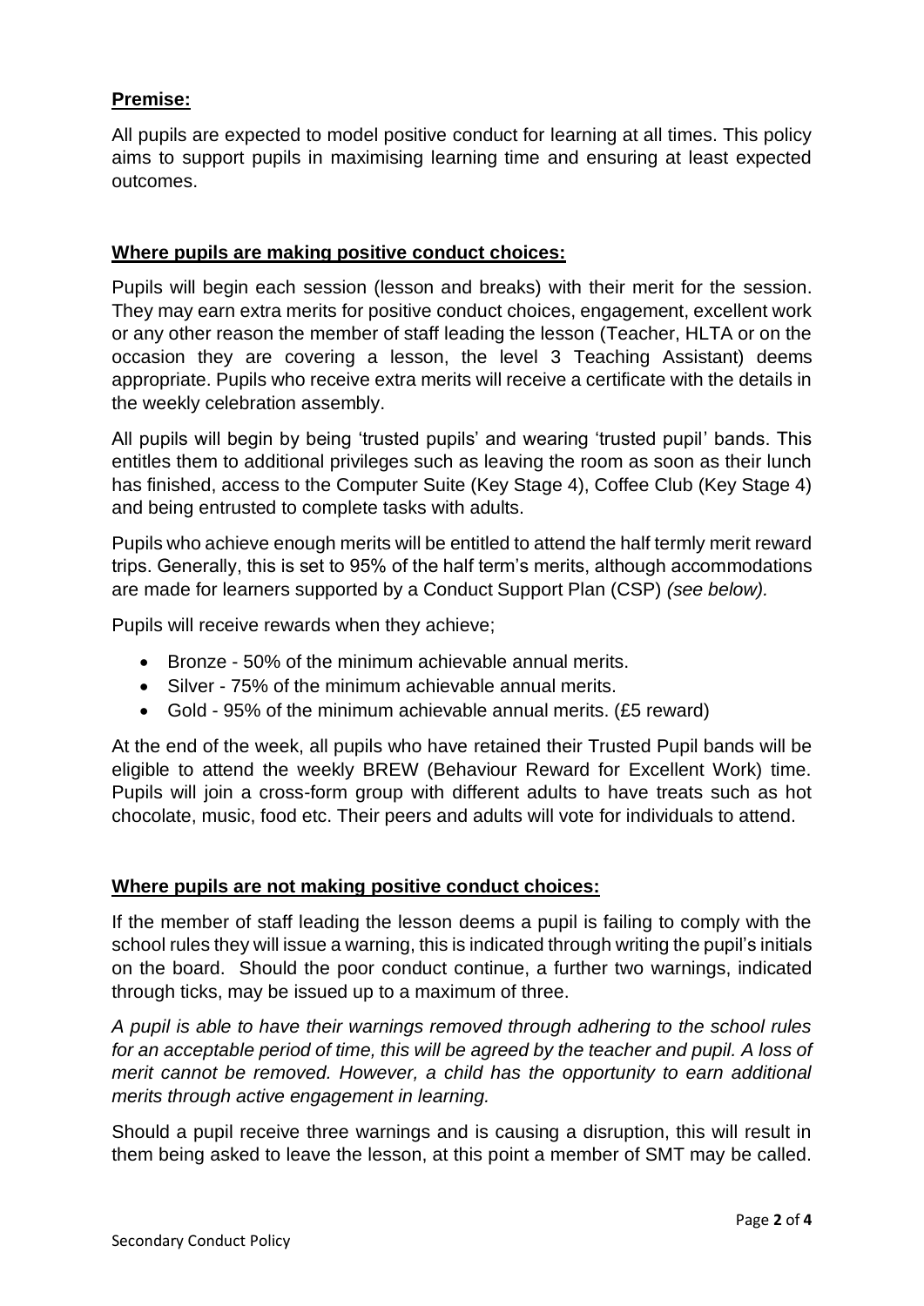**Premise:**

All pupils are expected to model positive conduct for learning at all times. This policy aims to support pupils in maximising learning time and ensuring at least expected outcomes.

**Where pupils are making positive conduct choices:**

Pupils will begin each session (lesson and breaks) with their merit for the session. They may earn extra merits for positive conduct choices, engagement, excellent work or any other reason the member of staff leading the lesson (Teacher, HLTA or on the occasion they are covering a lesson, the level 3 Teaching Assistant) deems appropriate. Pupils who receive extra merits will receive a certificate with the details in the weekly celebration assembly.

All pupils will begin by being 'trusted pupils' and wearing 'trusted pupil' bands. This entitles them to additional privileges such as leaving the room as soon as their lunch has finished, access to the Computer Suite (Key Stage 4), Coffee Club (Key Stage 4) and being entrusted to complete tasks with adults.

Pupils who achieve enough merits will be entitled to attend the half termly merit reward trips. Generally, this is set to 95% of the half term's merits, although accommodations are made for learners supported by a Conduct Support Plan (CSP) *(see below).*

Pupils will receive rewards when they achieve;

- Bronze - 50% of the minimum achievable annual merits.
- Silver - 75% of the minimum achievable annual merits.
- Gold - 95% of the minimum achievable annual merits. (£5 reward)

At the end of the week, all pupils who have retained their Trusted Pupil bands will be eligible to attend the weekly BREW (Behaviour Reward for Excellent Work) time. Pupils will join a cross-form group with different adults to have treats such as hot chocolate, music, food etc. Their peers and adults will vote for individuals to attend.

**Where pupils are not making positive conduct choices:**

If the member of staff leading the lesson deems a pupil is failing to comply with the school rules they will issue a warning, this is indicated through writing the pupil's initials on the board. Should the poor conduct continue, a further two warnings, indicated through ticks, may be issued up to a maximum of three.

*A pupil is able to have their warnings removed through adhering to the school rules for an acceptable period of time, this will be agreed by the teacher and pupil. A loss of merit cannot be removed. However, a child has the opportunity to earn additional merits through active engagement in learning.*

Should a pupil receive three warnings and is causing a disruption, this will result in them being asked to leave the lesson, at this point a member of SMT may be called.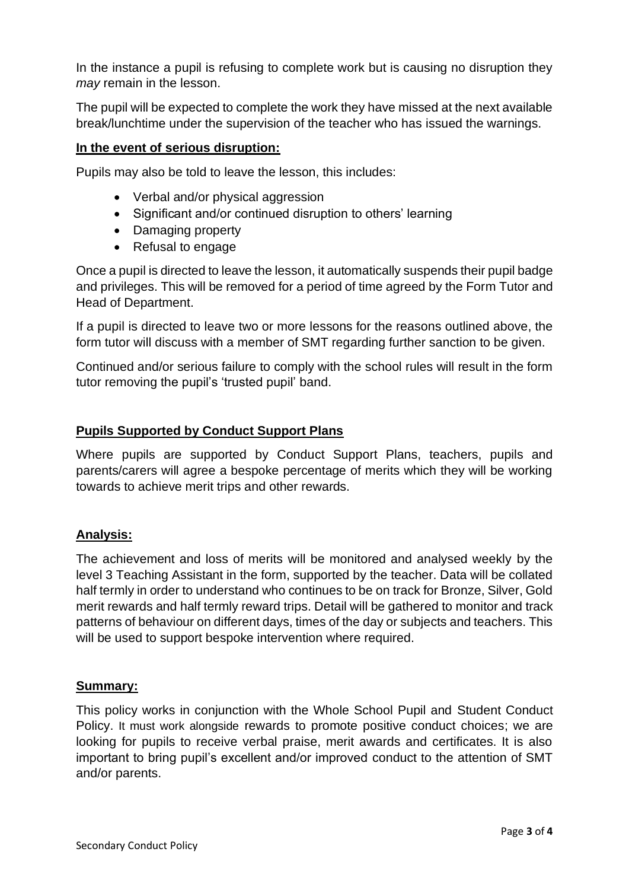In the instance a pupil is refusing to complete work but is causing no disruption they *may* remain in the lesson.

The pupil will be expected to complete the work they have missed at the next available break/lunchtime under the supervision of the teacher who has issued the warnings.

**In the event of serious disruption:**

Pupils may also be told to leave the lesson, this includes:

- Verbal and/or physical aggression
- Significant and/or continued disruption to others' learning
- Damaging property
- Refusal to engage

Once a pupil is directed to leave the lesson, it automatically suspends their pupil badge and privileges. This will be removed for a period of time agreed by the Form Tutor and Head of Department.

If a pupil is directed to leave two or more lessons for the reasons outlined above, the form tutor will discuss with a member of SMT regarding further sanction to be given.

Continued and/or serious failure to comply with the school rules will result in the form tutor removing the pupil's 'trusted pupil' band.

## Pupils Supported by Conduct Support Plans

Where pupils are supported by Conduct Support Plans, teachers, pupils and parents/carers will agree a bespoke percentage of merits which they will be working towards to achieve merit trips and other rewards.

## Analysis:

The achievement and loss of merits will be monitored and analysed weekly by the level 3 Teaching Assistant in the form, supported by the teacher. Data will be collated half termly in order to understand who continues to be on track for Bronze, Silver, Gold merit rewards and half termly reward trips. Detail will be gathered to monitor and track patterns of behaviour on different days, times of the day or subjects and teachers. This will be used to support bespoke intervention where required.

## Summary:

This policy works in conjunction with the Whole School Pupil and Student Conduct Policy. It must work alongside rewards to promote positive conduct choices; we are looking for pupils to receive verbal praise, merit awards and certificates. It is also important to bring pupil's excellent and/or improved conduct to the attention of SMT and/or parents.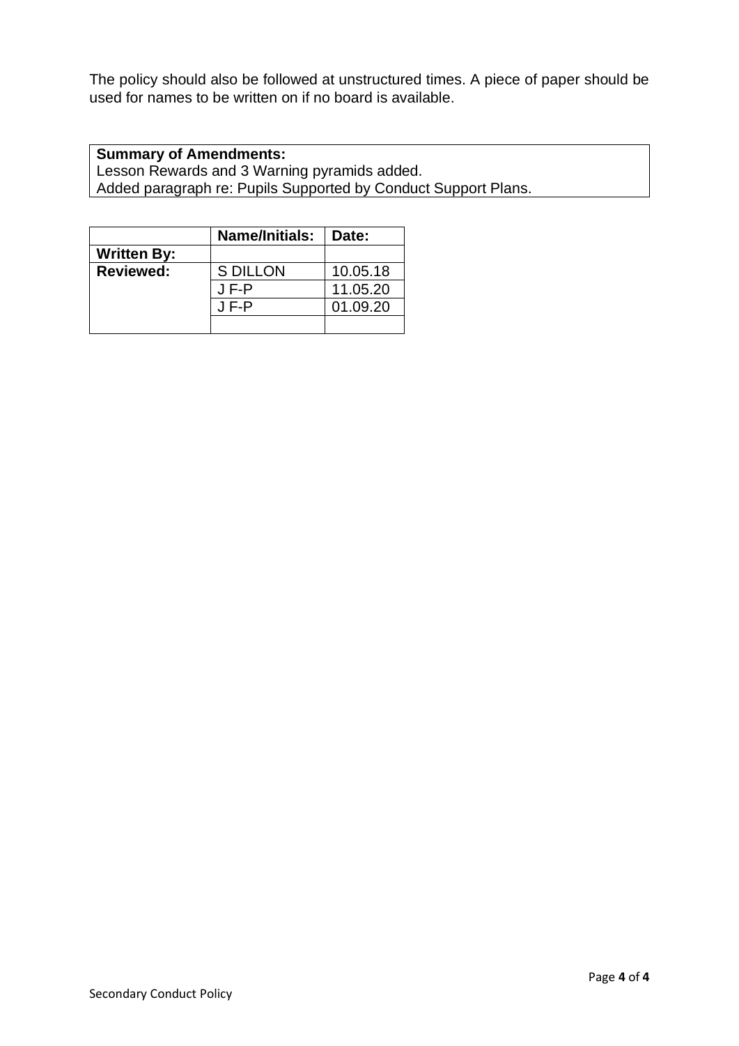The policy should also be followed at unstructured times. A piece of paper should be used for names to be written on if no board is available.

| **Summary of Amendments:** |
|---|
| Lesson Rewards and 3 Warning pyramids added.<br>Added paragraph re: Pupils Supported by Conduct Support Plans. |

| | **Name/Initials:** | **Date:** |
|---|---|---|
| **Written By:** | | |
| **Reviewed:** | S DILLON | 10.05.18 |
| | J F-P | 11.05.20 |
| | J F-P | 01.09.20 |
| | | |